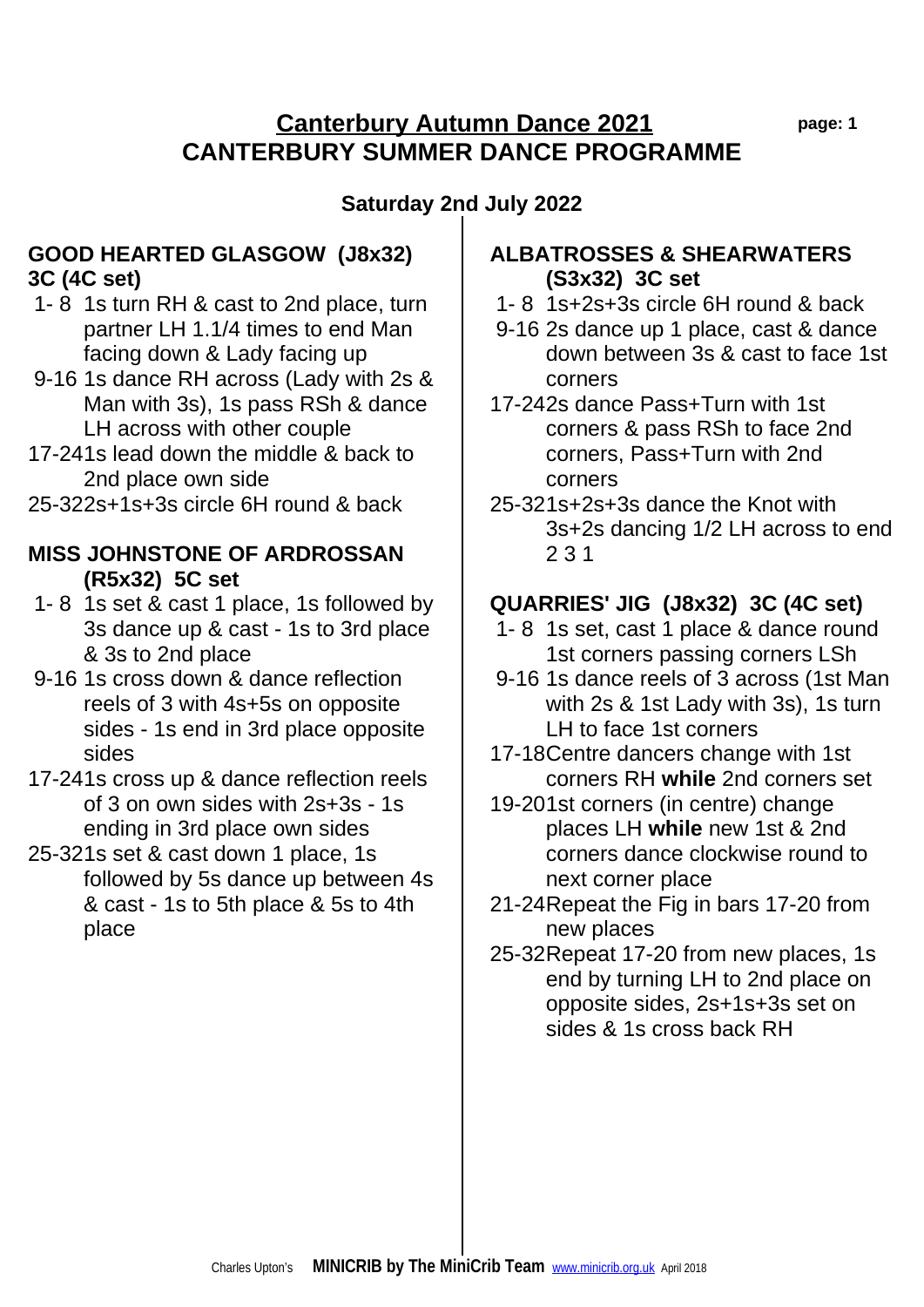# Canterbury Autumn Dance 2021

# CANTERBURY SUMMER DANCE PROGRAMME

## Saturday 2nd July 2022

### GOOD HEARTED GLASGOW (J8x32) 3C (4C set)

- 1- 8 1s turn RH & cast to 2nd place, turn partner LH 1.1/4 times to end Man facing down & Lady facing up
- 9-16 1s dance RH across (Lady with 2s & Man with 3s), 1s pass RSh & dance LH across with other couple
- 17-24 1s lead down the middle & back to 2nd place own side
- 25-32 2s+1s+3s circle 6H round & back

### MISS JOHNSTONE OF ARDROSSAN (R5x32) 5C set

- 1- 8 1s set & cast 1 place, 1s followed by 3s dance up & cast - 1s to 3rd place & 3s to 2nd place
- 9-16 1s cross down & dance reflection reels of 3 with 4s+5s on opposite sides - 1s end in 3rd place opposite sides
- 17-24 1s cross up & dance reflection reels of 3 on own sides with 2s+3s - 1s ending in 3rd place own sides
- 25-32 1s set & cast down 1 place, 1s followed by 5s dance up between 4s & cast - 1s to 5th place & 5s to 4th place

### ALBATROSSES & SHEARWATERS (S3x32) 3C set

- 1- 8 1s+2s+3s circle 6H round & back
- 9-16 2s dance up 1 place, cast & dance down between 3s & cast to face 1st corners
- 17-24 2s dance Pass+Turn with 1st corners & pass RSh to face 2nd corners, Pass+Turn with 2nd corners
- 25-32 1s+2s+3s dance the Knot with 3s+2s dancing 1/2 LH across to end 2 3 1

### QUARRIES' JIG (J8x32) 3C (4C set)

- 1- 8 1s set, cast 1 place & dance round 1st corners passing corners LSh
- 9-16 1s dance reels of 3 across (1st Man with 2s & 1st Lady with 3s), 1s turn LH to face 1st corners
- 17-18 Centre dancers change with 1st corners RH **while** 2nd corners set
- 19-20 1st corners (in centre) change places LH **while** new 1st & 2nd corners dance clockwise round to next corner place
- 21-24 Repeat the Fig in bars 17-20 from new places
- 25-32 Repeat 17-20 from new places, 1s end by turning LH to 2nd place on opposite sides, 2s+1s+3s set on sides & 1s cross back RH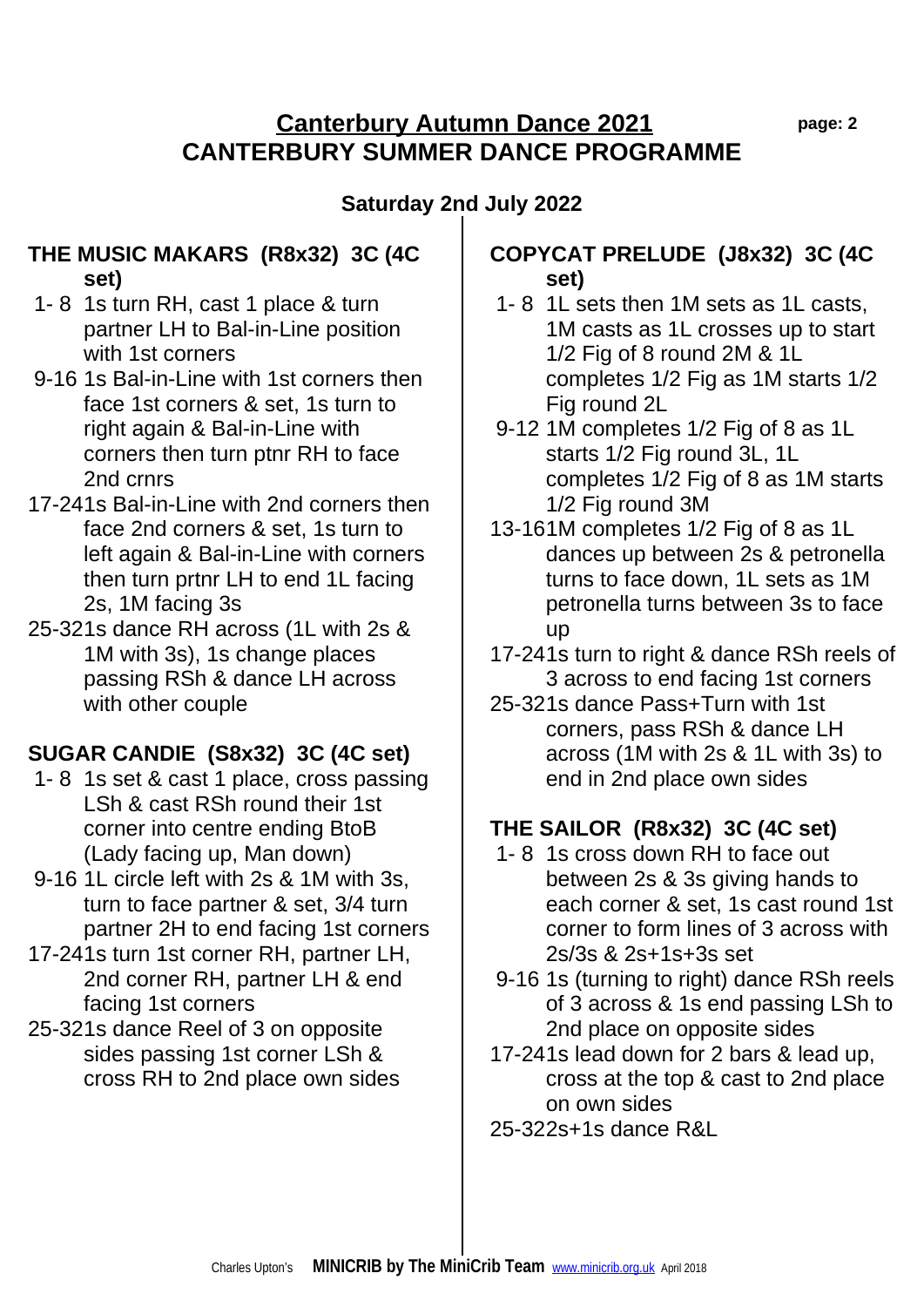# Canterbury Autumn Dance 2021
# CANTERBURY SUMMER DANCE PROGRAMME

**Saturday 2nd July 2022**

## THE MUSIC MAKARS (R8x32) 3C (4C set)

- 1- 8 1s turn RH, cast 1 place & turn partner LH to Bal-in-Line position with 1st corners
- 9-16 1s Bal-in-Line with 1st corners then face 1st corners & set, 1s turn to right again & Bal-in-Line with corners then turn ptnr RH to face 2nd crnrs
- 17-24 1s Bal-in-Line with 2nd corners then face 2nd corners & set, 1s turn to left again & Bal-in-Line with corners then turn prtnr LH to end 1L facing 2s, 1M facing 3s
- 25-32 1s dance RH across (1L with 2s & 1M with 3s), 1s change places passing RSh & dance LH across with other couple

## SUGAR CANDIE (S8x32) 3C (4C set)

- 1- 8 1s set & cast 1 place, cross passing LSh & cast RSh round their 1st corner into centre ending BtoB (Lady facing up, Man down)
- 9-16 1L circle left with 2s & 1M with 3s, turn to face partner & set, 3/4 turn partner 2H to end facing 1st corners
- 17-24 1s turn 1st corner RH, partner LH, 2nd corner RH, partner LH & end facing 1st corners
- 25-32 1s dance Reel of 3 on opposite sides passing 1st corner LSh & cross RH to 2nd place own sides

## COPYCAT PRELUDE (J8x32) 3C (4C set)

- 1- 8 1L sets then 1M sets as 1L casts, 1M casts as 1L crosses up to start 1/2 Fig of 8 round 2M & 1L completes 1/2 Fig as 1M starts 1/2 Fig round 2L
- 9-12 1M completes 1/2 Fig of 8 as 1L starts 1/2 Fig round 3L, 1L completes 1/2 Fig of 8 as 1M starts 1/2 Fig round 3M
- 13-16 1M completes 1/2 Fig of 8 as 1L dances up between 2s & petronella turns to face down, 1L sets as 1M petronella turns between 3s to face up
- 17-24 1s turn to right & dance RSh reels of 3 across to end facing 1st corners
- 25-32 1s dance Pass+Turn with 1st corners, pass RSh & dance LH across (1M with 2s & 1L with 3s) to end in 2nd place own sides

## THE SAILOR (R8x32) 3C (4C set)

- 1- 8 1s cross down RH to face out between 2s & 3s giving hands to each corner & set, 1s cast round 1st corner to form lines of 3 across with 2s/3s & 2s+1s+3s set
- 9-16 1s (turning to right) dance RSh reels of 3 across & 1s end passing LSh to 2nd place on opposite sides
- 17-24 1s lead down for 2 bars & lead up, cross at the top & cast to 2nd place on own sides
- 25-32 2s+1s dance R&L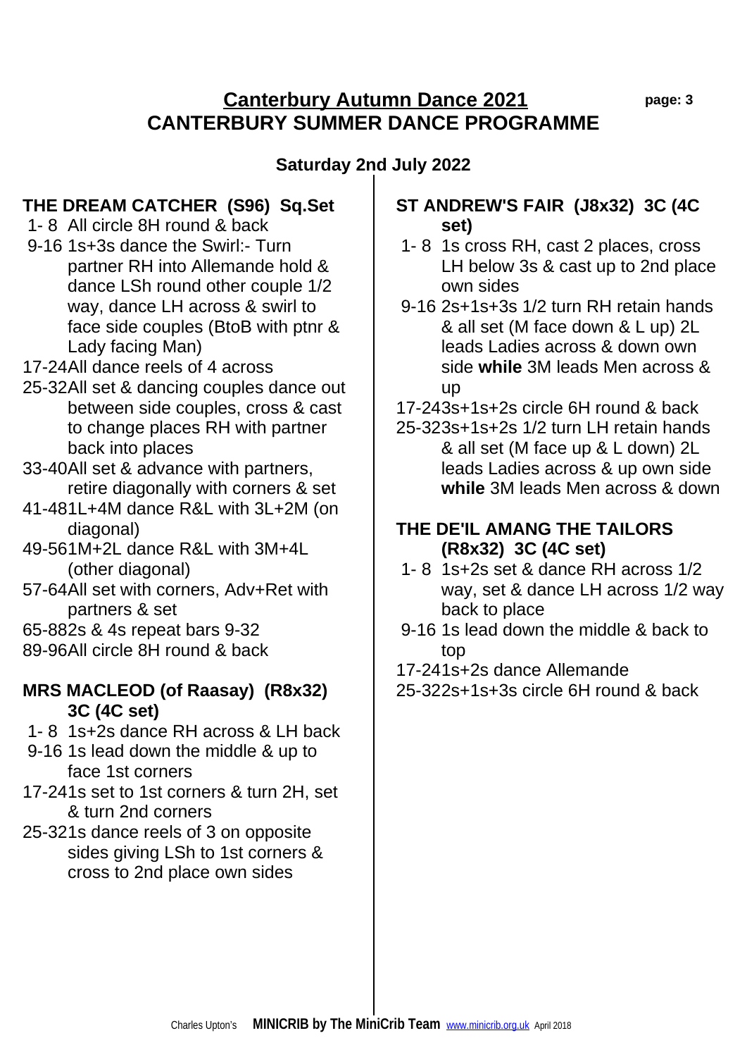# Canterbury Autumn Dance 2021
## CANTERBURY SUMMER DANCE PROGRAMME

**Saturday 2nd July 2022**

### THE DREAM CATCHER (S96) Sq.Set

1- 8 All circle 8H round & back

9-16 1s+3s dance the Swirl:- Turn partner RH into Allemande hold & dance LSh round other couple 1/2 way, dance LH across & swirl to face side couples (BtoB with ptnr & Lady facing Man)

17-24 All dance reels of 4 across

25-32 All set & dancing couples dance out between side couples, cross & cast to change places RH with partner back into places

33-40 All set & advance with partners, retire diagonally with corners & set

41-48 1L+4M dance R&L with 3L+2M (on diagonal)

49-56 1M+2L dance R&L with 3M+4L (other diagonal)

57-64 All set with corners, Adv+Ret with partners & set

65-88 2s & 4s repeat bars 9-32

89-96 All circle 8H round & back

### MRS MACLEOD (of Raasay) (R8x32) 3C (4C set)

1- 8 1s+2s dance RH across & LH back

9-16 1s lead down the middle & up to face 1st corners

17-24 1s set to 1st corners & turn 2H, set & turn 2nd corners

25-32 1s dance reels of 3 on opposite sides giving LSh to 1st corners & cross to 2nd place own sides

### ST ANDREW'S FAIR (J8x32) 3C (4C set)

1- 8 1s cross RH, cast 2 places, cross LH below 3s & cast up to 2nd place own sides

9-16 2s+1s+3s 1/2 turn RH retain hands & all set (M face down & L up) 2L leads Ladies across & down own side **while** 3M leads Men across & up

17-24 3s+1s+2s circle 6H round & back

25-32 3s+1s+2s 1/2 turn LH retain hands & all set (M face up & L down) 2L leads Ladies across & up own side **while** 3M leads Men across & down

### THE DE'IL AMANG THE TAILORS (R8x32) 3C (4C set)

1- 8 1s+2s set & dance RH across 1/2 way, set & dance LH across 1/2 way back to place

9-16 1s lead down the middle & back to top

17-24 1s+2s dance Allemande

25-32 2s+1s+3s circle 6H round & back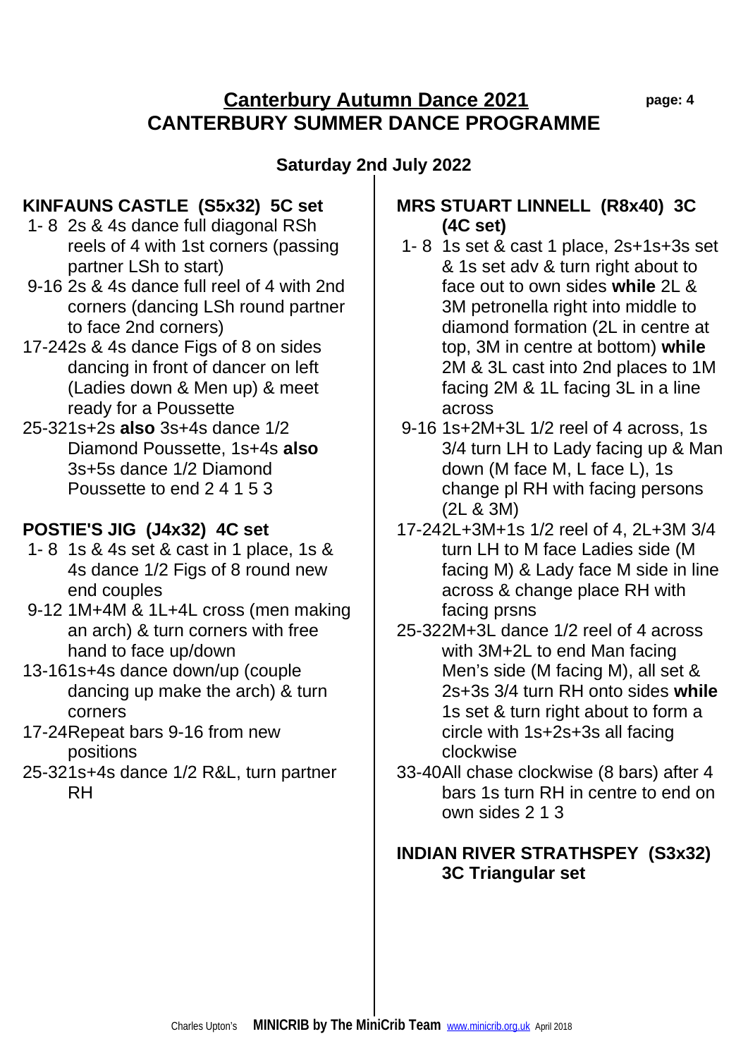# Canterbury Autumn Dance 2021

# CANTERBURY SUMMER DANCE PROGRAMME

**Saturday 2nd July 2022**

### KINFAUNS CASTLE (S5x32) 5C set

- 1- 8 2s & 4s dance full diagonal RSh reels of 4 with 1st corners (passing partner LSh to start)
- 9-16 2s & 4s dance full reel of 4 with 2nd corners (dancing LSh round partner to face 2nd corners)
- 17-24 2s & 4s dance Figs of 8 on sides dancing in front of dancer on left (Ladies down & Men up) & meet ready for a Poussette
- 25-32 1s+2s **also** 3s+4s dance 1/2 Diamond Poussette, 1s+4s **also** 3s+5s dance 1/2 Diamond Poussette to end 2 4 1 5 3

### POSTIE'S JIG (J4x32) 4C set

- 1- 8 1s & 4s set & cast in 1 place, 1s & 4s dance 1/2 Figs of 8 round new end couples
- 9-12 1M+4M & 1L+4L cross (men making an arch) & turn corners with free hand to face up/down
- 13-16 1s+4s dance down/up (couple dancing up make the arch) & turn corners
- 17-24 Repeat bars 9-16 from new positions
- 25-32 1s+4s dance 1/2 R&L, turn partner RH

### MRS STUART LINNELL (R8x40) 3C (4C set)

- 1- 8 1s set & cast 1 place, 2s+1s+3s set & 1s set adv & turn right about to face out to own sides **while** 2L & 3M petronella right into middle to diamond formation (2L in centre at top, 3M in centre at bottom) **while** 2M & 3L cast into 2nd places to 1M facing 2M & 1L facing 3L in a line across
- 9-16 1s+2M+3L 1/2 reel of 4 across, 1s 3/4 turn LH to Lady facing up & Man down (M face M, L face L), 1s change pl RH with facing persons (2L & 3M)
- 17-24 2L+3M+1s 1/2 reel of 4, 2L+3M 3/4 turn LH to M face Ladies side (M facing M) & Lady face M side in line across & change place RH with facing prsns
- 25-32 2M+3L dance 1/2 reel of 4 across with 3M+2L to end Man facing Men's side (M facing M), all set & 2s+3s 3/4 turn RH onto sides **while** 1s set & turn right about to form a circle with 1s+2s+3s all facing clockwise
- 33-40 All chase clockwise (8 bars) after 4 bars 1s turn RH in centre to end on own sides 2 1 3

### INDIAN RIVER STRATHSPEY (S3x32) 3C Triangular set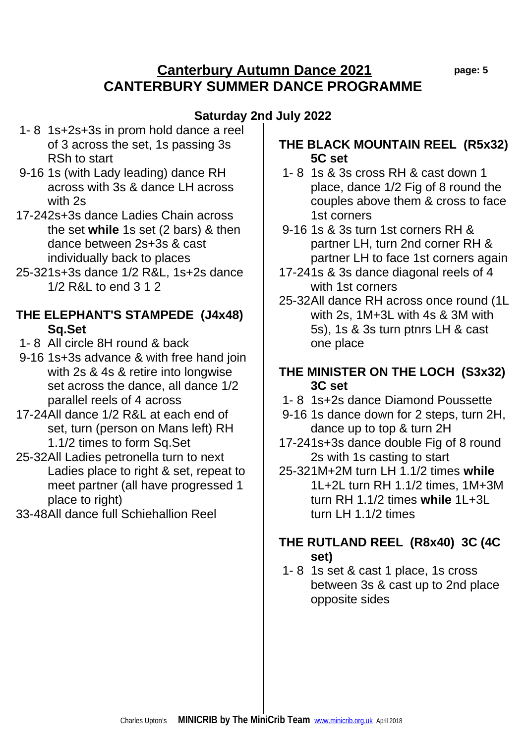# Canterbury Autumn Dance 2021

# CANTERBURY SUMMER DANCE PROGRAMME

## Saturday 2nd July 2022

- 1- 8 1s+2s+3s in prom hold dance a reel of 3 across the set, 1s passing 3s RSh to start
- 9-16 1s (with Lady leading) dance RH across with 3s & dance LH across with 2s
- 17-24 2s+3s dance Ladies Chain across the set **while** 1s set (2 bars) & then dance between 2s+3s & cast individually back to places
- 25-32 1s+3s dance 1/2 R&L, 1s+2s dance 1/2 R&L to end 3 1 2

### THE ELEPHANT'S STAMPEDE (J4x48) Sq.Set

- 1- 8 All circle 8H round & back
- 9-16 1s+3s advance & with free hand join with 2s & 4s & retire into longwise set across the dance, all dance 1/2 parallel reels of 4 across
- 17-24 All dance 1/2 R&L at each end of set, turn (person on Mans left) RH 1.1/2 times to form Sq.Set
- 25-32 All Ladies petronella turn to next Ladies place to right & set, repeat to meet partner (all have progressed 1 place to right)
- 33-48 All dance full Schiehallion Reel

### THE BLACK MOUNTAIN REEL (R5x32) 5C set

- 1- 8 1s & 3s cross RH & cast down 1 place, dance 1/2 Fig of 8 round the couples above them & cross to face 1st corners
- 9-16 1s & 3s turn 1st corners RH & partner LH, turn 2nd corner RH & partner LH to face 1st corners again
- 17-24 1s & 3s dance diagonal reels of 4 with 1st corners
- 25-32 All dance RH across once round (1L with 2s, 1M+3L with 4s & 3M with 5s), 1s & 3s turn ptnrs LH & cast one place

### THE MINISTER ON THE LOCH (S3x32) 3C set

- 1- 8 1s+2s dance Diamond Poussette
- 9-16 1s dance down for 2 steps, turn 2H, dance up to top & turn 2H
- 17-24 1s+3s dance double Fig of 8 round 2s with 1s casting to start
- 25-32 1M+2M turn LH 1.1/2 times **while** 1L+2L turn RH 1.1/2 times, 1M+3M turn RH 1.1/2 times **while** 1L+3L turn LH 1.1/2 times

### THE RUTLAND REEL (R8x40) 3C (4C set)

- 1- 8 1s set & cast 1 place, 1s cross between 3s & cast up to 2nd place opposite sides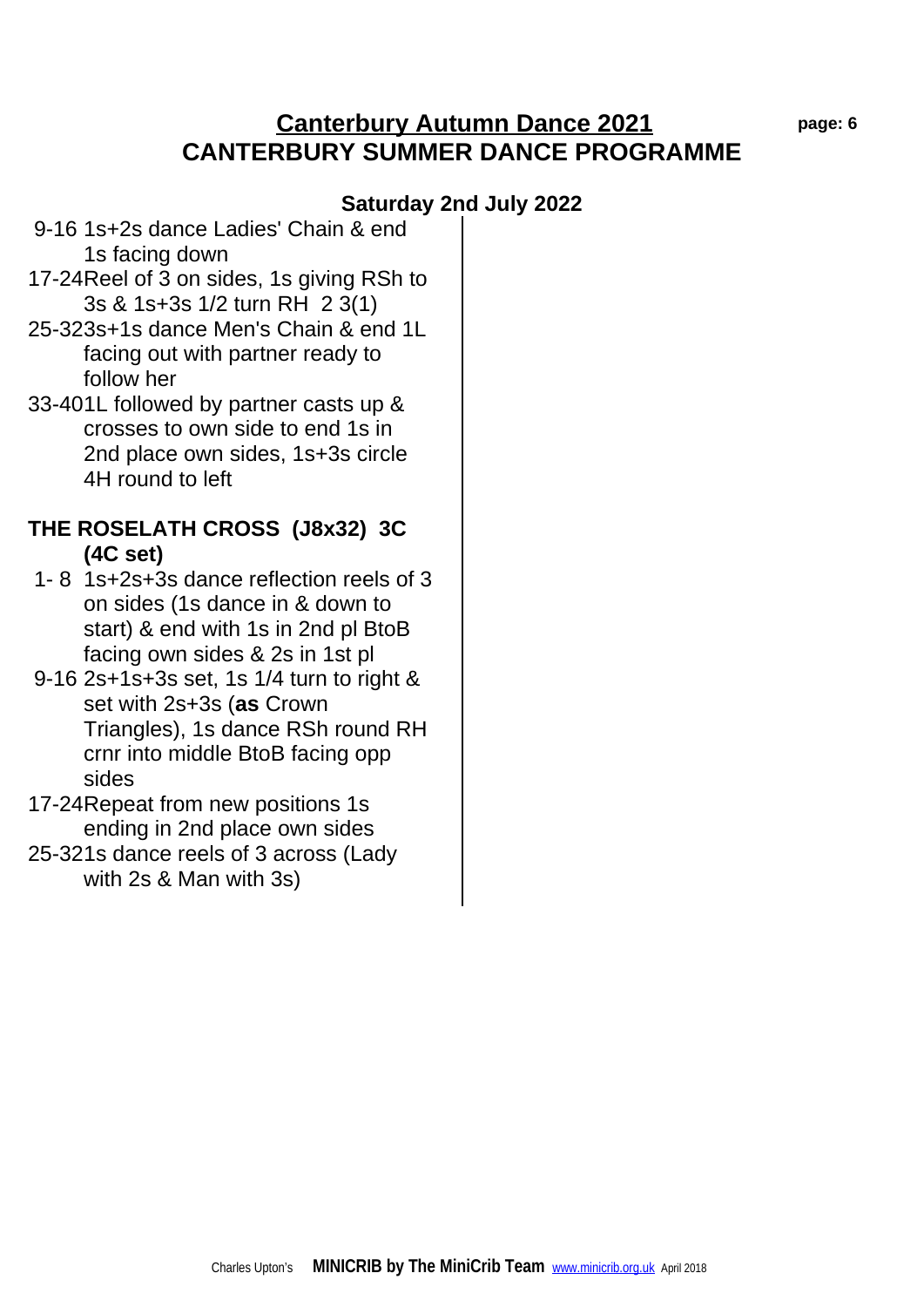# Canterbury Autumn Dance 2021

# CANTERBURY SUMMER DANCE PROGRAMME

## Saturday 2nd July 2022

9-16 1s+2s dance Ladies' Chain & end 1s facing down

17-24 Reel of 3 on sides, 1s giving RSh to 3s & 1s+3s 1/2 turn RH 2 3(1)

25-32 3s+1s dance Men's Chain & end 1L facing out with partner ready to follow her

33-40 1L followed by partner casts up & crosses to own side to end 1s in 2nd place own sides, 1s+3s circle 4H round to left

**THE ROSELATH CROSS (J8x32) 3C (4C set)**

1- 8 1s+2s+3s dance reflection reels of 3 on sides (1s dance in & down to start) & end with 1s in 2nd pl BtoB facing own sides & 2s in 1st pl

9-16 2s+1s+3s set, 1s 1/4 turn to right & set with 2s+3s (**as** Crown Triangles), 1s dance RSh round RH crnr into middle BtoB facing opp sides

17-24 Repeat from new positions 1s ending in 2nd place own sides

25-32 1s dance reels of 3 across (Lady with 2s & Man with 3s)